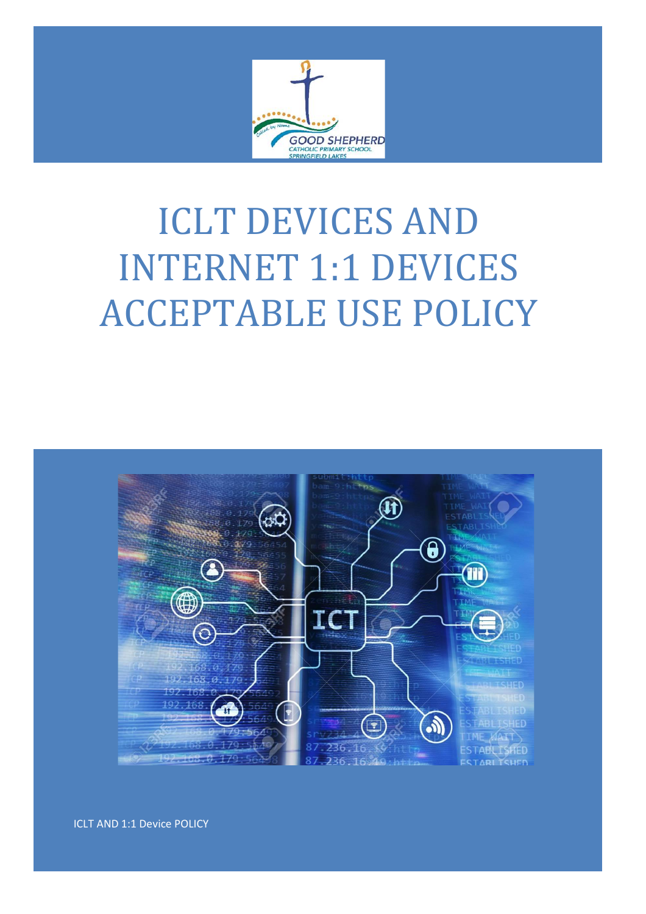# ICLT DEVICES AND INTERNET 1:1 DEVICES ACCEPTABLE USE POLICY

ICLT AND 1:1 Device POLICY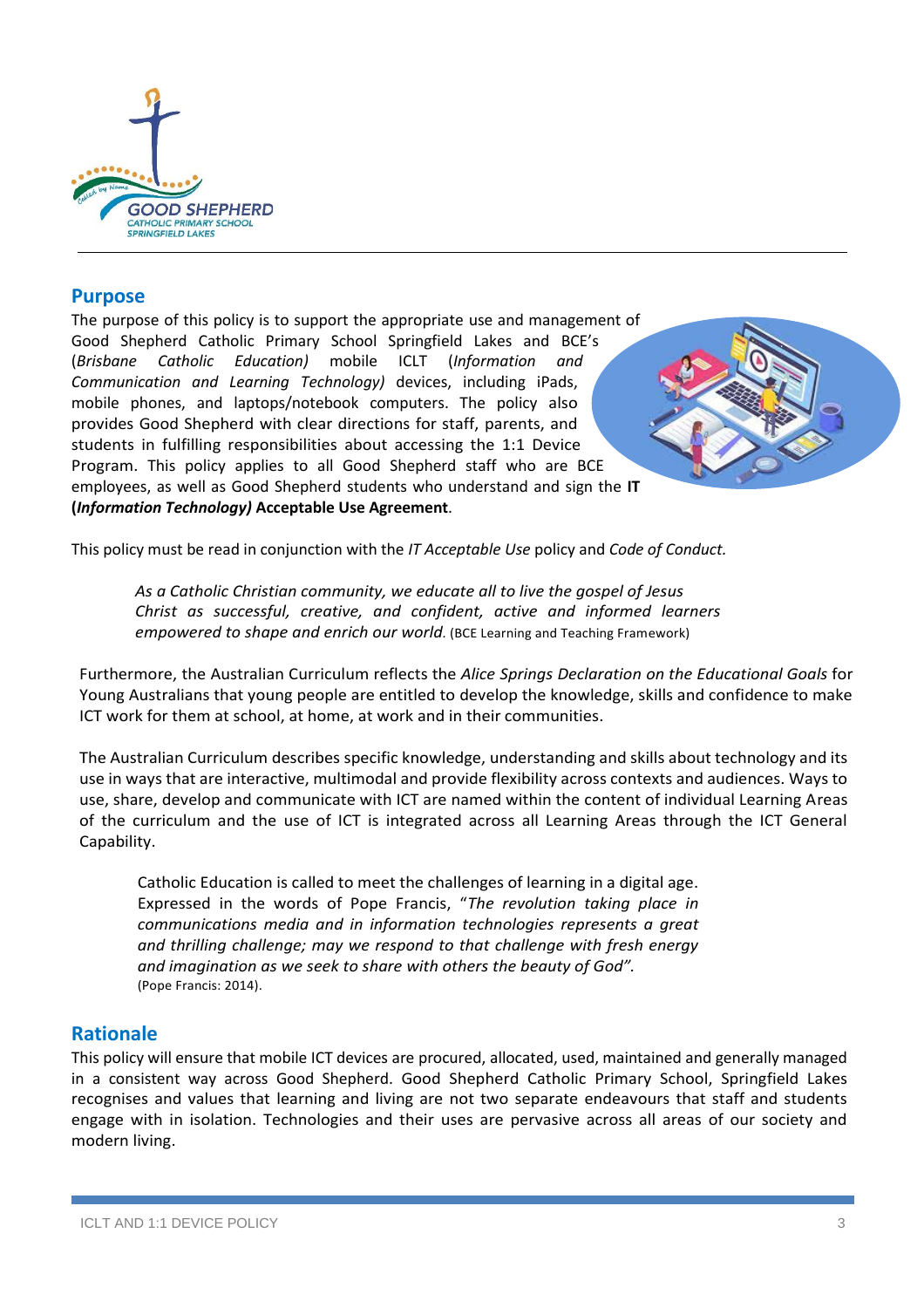## Purpose

The purpose of this policy is to support the appropriate use and management of Good Shepherd Catholic Primary School Springfield Lakes and BCE's (*Brisbane Catholic Education)* mobile ICLT (*Information and Communication and Learning Technology)* devices, including iPads, mobile phones, and laptops/notebook computers. The policy also provides Good Shepherd with clear directions for staff, parents, and students in fulfilling responsibilities about accessing the 1:1 Device Program. This policy applies to all Good Shepherd staff who are BCE employees, as well as Good Shepherd students who understand and sign the **IT (*Information Technology)* Acceptable Use Agreement**.

This policy must be read in conjunction with the *IT Acceptable Use* policy and *Code of Conduct.*

> *As a Catholic Christian community, we educate all to live the gospel of Jesus Christ as successful, creative, and confident, active and informed learners empowered to shape and enrich our world*. (BCE Learning and Teaching Framework)

Furthermore, the Australian Curriculum reflects the *Alice Springs Declaration on the Educational Goals* for Young Australians that young people are entitled to develop the knowledge, skills and confidence to make ICT work for them at school, at home, at work and in their communities.

The Australian Curriculum describes specific knowledge, understanding and skills about technology and its use in ways that are interactive, multimodal and provide flexibility across contexts and audiences. Ways to use, share, develop and communicate with ICT are named within the content of individual Learning Areas of the curriculum and the use of ICT is integrated across all Learning Areas through the ICT General Capability.

> Catholic Education is called to meet the challenges of learning in a digital age. Expressed in the words of Pope Francis, "*The revolution taking place in communications media and in information technologies represents a great and thrilling challenge; may we respond to that challenge with fresh energy and imagination as we seek to share with others the beauty of God".*
> (Pope Francis: 2014).

## Rationale

This policy will ensure that mobile ICT devices are procured, allocated, used, maintained and generally managed in a consistent way across Good Shepherd. Good Shepherd Catholic Primary School, Springfield Lakes recognises and values that learning and living are not two separate endeavours that staff and students engage with in isolation. Technologies and their uses are pervasive across all areas of our society and modern living.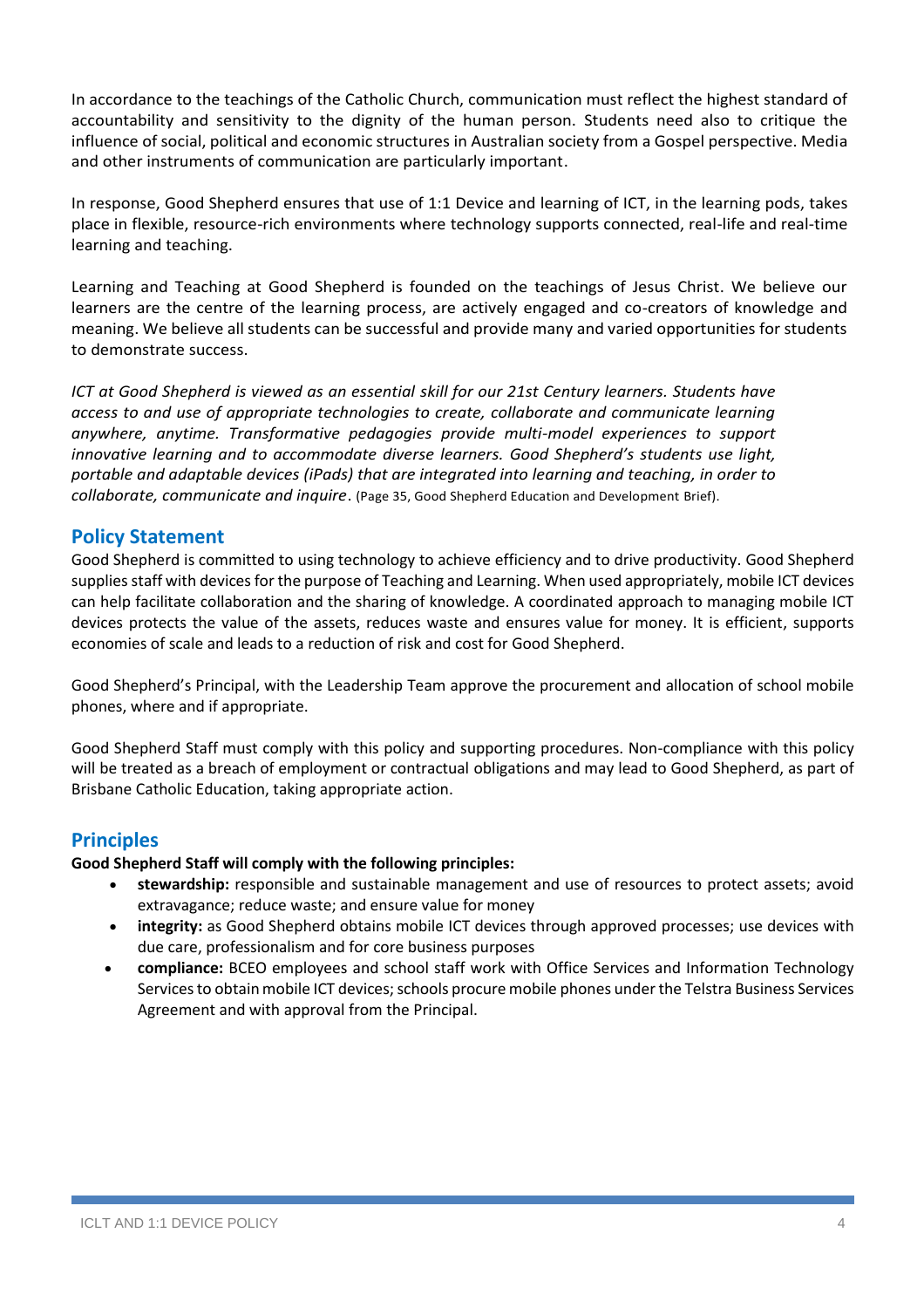In accordance to the teachings of the Catholic Church, communication must reflect the highest standard of accountability and sensitivity to the dignity of the human person. Students need also to critique the influence of social, political and economic structures in Australian society from a Gospel perspective. Media and other instruments of communication are particularly important.

In response, Good Shepherd ensures that use of 1:1 Device and learning of ICT, in the learning pods, takes place in flexible, resource-rich environments where technology supports connected, real-life and real-time learning and teaching.

Learning and Teaching at Good Shepherd is founded on the teachings of Jesus Christ. We believe our learners are the centre of the learning process, are actively engaged and co-creators of knowledge and meaning. We believe all students can be successful and provide many and varied opportunities for students to demonstrate success.

*ICT at Good Shepherd is viewed as an essential skill for our 21st Century learners. Students have access to and use of appropriate technologies to create, collaborate and communicate learning anywhere, anytime. Transformative pedagogies provide multi-model experiences to support innovative learning and to accommodate diverse learners. Good Shepherd's students use light, portable and adaptable devices (iPads) that are integrated into learning and teaching, in order to collaborate, communicate and inquire*. (Page 35, Good Shepherd Education and Development Brief).

## Policy Statement

Good Shepherd is committed to using technology to achieve efficiency and to drive productivity. Good Shepherd supplies staff with devices for the purpose of Teaching and Learning. When used appropriately, mobile ICT devices can help facilitate collaboration and the sharing of knowledge. A coordinated approach to managing mobile ICT devices protects the value of the assets, reduces waste and ensures value for money. It is efficient, supports economies of scale and leads to a reduction of risk and cost for Good Shepherd.

Good Shepherd's Principal, with the Leadership Team approve the procurement and allocation of school mobile phones, where and if appropriate.

Good Shepherd Staff must comply with this policy and supporting procedures. Non-compliance with this policy will be treated as a breach of employment or contractual obligations and may lead to Good Shepherd, as part of Brisbane Catholic Education, taking appropriate action.

## Principles

**Good Shepherd Staff will comply with the following principles:**

- **stewardship:** responsible and sustainable management and use of resources to protect assets; avoid extravagance; reduce waste; and ensure value for money
- **integrity:** as Good Shepherd obtains mobile ICT devices through approved processes; use devices with due care, professionalism and for core business purposes
- **compliance:** BCEO employees and school staff work with Office Services and Information Technology Services to obtain mobile ICT devices; schools procure mobile phones under the Telstra Business Services Agreement and with approval from the Principal.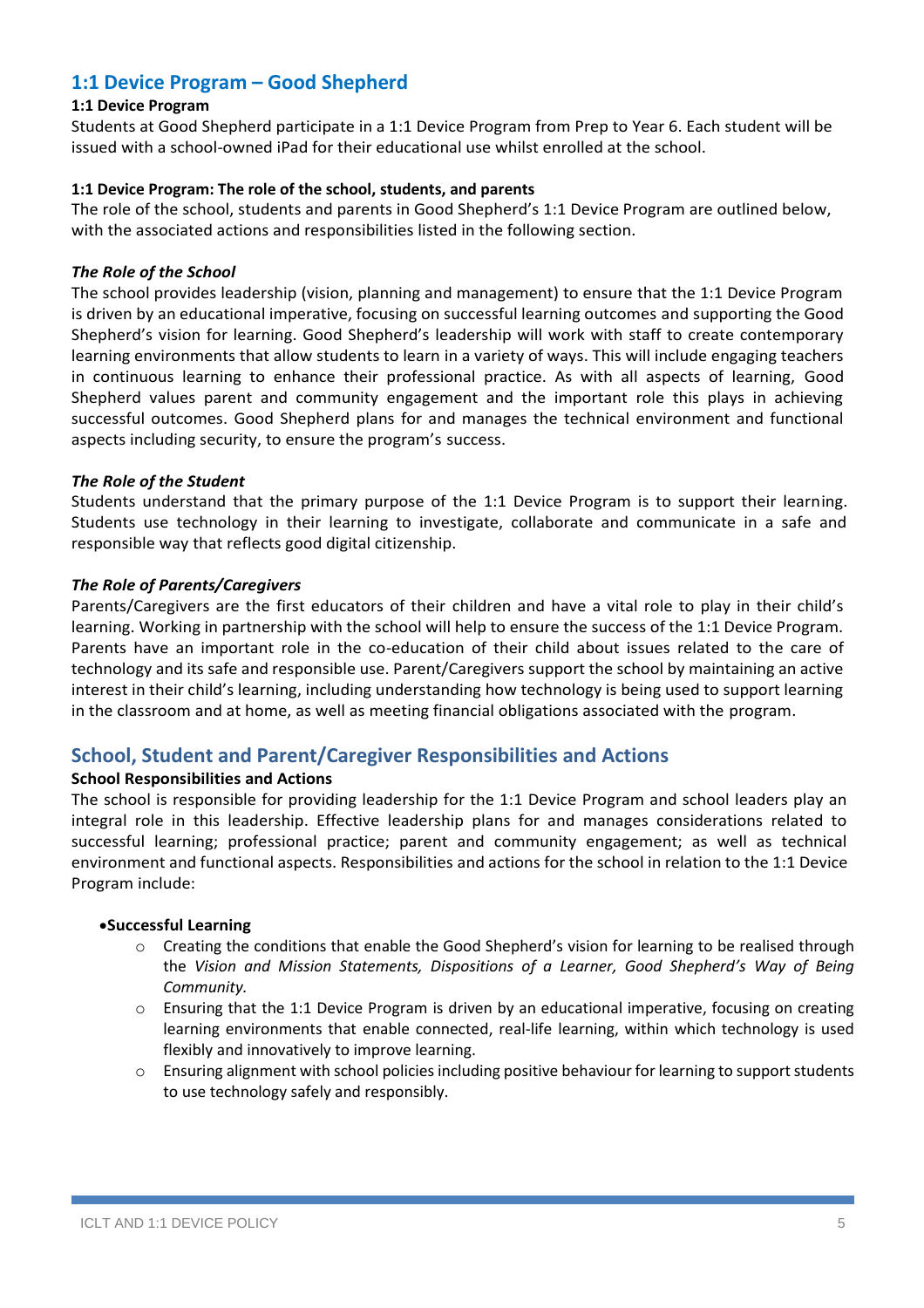## 1:1 Device Program – Good Shepherd

**1:1 Device Program**

Students at Good Shepherd participate in a 1:1 Device Program from Prep to Year 6. Each student will be issued with a school-owned iPad for their educational use whilst enrolled at the school.

**1:1 Device Program: The role of the school, students, and parents**

The role of the school, students and parents in Good Shepherd's 1:1 Device Program are outlined below, with the associated actions and responsibilities listed in the following section.

***The Role of the School***

The school provides leadership (vision, planning and management) to ensure that the 1:1 Device Program is driven by an educational imperative, focusing on successful learning outcomes and supporting the Good Shepherd's vision for learning. Good Shepherd's leadership will work with staff to create contemporary learning environments that allow students to learn in a variety of ways. This will include engaging teachers in continuous learning to enhance their professional practice. As with all aspects of learning, Good Shepherd values parent and community engagement and the important role this plays in achieving successful outcomes. Good Shepherd plans for and manages the technical environment and functional aspects including security, to ensure the program's success.

***The Role of the Student***

Students understand that the primary purpose of the 1:1 Device Program is to support their learning. Students use technology in their learning to investigate, collaborate and communicate in a safe and responsible way that reflects good digital citizenship.

***The Role of Parents/Caregivers***

Parents/Caregivers are the first educators of their children and have a vital role to play in their child's learning. Working in partnership with the school will help to ensure the success of the 1:1 Device Program. Parents have an important role in the co-education of their child about issues related to the care of technology and its safe and responsible use. Parent/Caregivers support the school by maintaining an active interest in their child's learning, including understanding how technology is being used to support learning in the classroom and at home, as well as meeting financial obligations associated with the program.

## School, Student and Parent/Caregiver Responsibilities and Actions

**School Responsibilities and Actions**

The school is responsible for providing leadership for the 1:1 Device Program and school leaders play an integral role in this leadership. Effective leadership plans for and manages considerations related to successful learning; professional practice; parent and community engagement; as well as technical environment and functional aspects. Responsibilities and actions for the school in relation to the 1:1 Device Program include:

- **Successful Learning**
  - Creating the conditions that enable the Good Shepherd's vision for learning to be realised through the *Vision and Mission Statements, Dispositions of a Learner, Good Shepherd's Way of Being Community.*
  - Ensuring that the 1:1 Device Program is driven by an educational imperative, focusing on creating learning environments that enable connected, real-life learning, within which technology is used flexibly and innovatively to improve learning.
  - Ensuring alignment with school policies including positive behaviour for learning to support students to use technology safely and responsibly.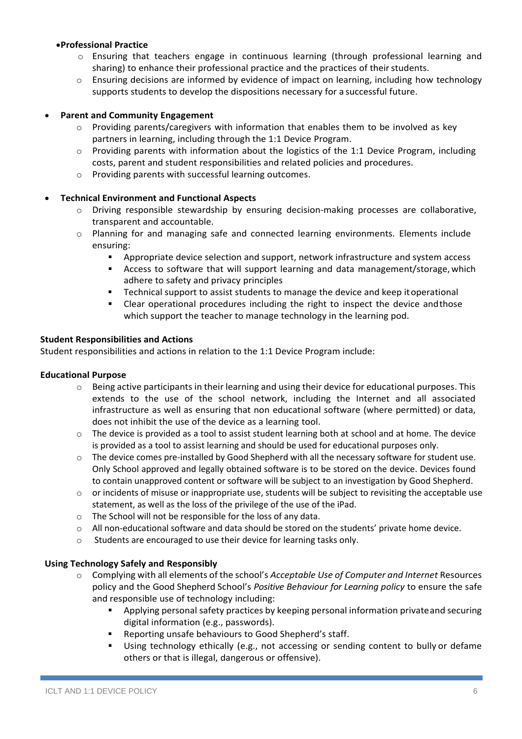- **Professional Practice**
  - Ensuring that teachers engage in continuous learning (through professional learning and sharing) to enhance their professional practice and the practices of their students.
  - Ensuring decisions are informed by evidence of impact on learning, including how technology supports students to develop the dispositions necessary for a successful future.

- **Parent and Community Engagement**
  - Providing parents/caregivers with information that enables them to be involved as key partners in learning, including through the 1:1 Device Program.
  - Providing parents with information about the logistics of the 1:1 Device Program, including costs, parent and student responsibilities and related policies and procedures.
  - Providing parents with successful learning outcomes.

- **Technical Environment and Functional Aspects**
  - Driving responsible stewardship by ensuring decision-making processes are collaborative, transparent and accountable.
  - Planning for and managing safe and connected learning environments. Elements include ensuring:
    - Appropriate device selection and support, network infrastructure and system access
    - Access to software that will support learning and data management/storage, which adhere to safety and privacy principles
    - Technical support to assist students to manage the device and keep it operational
    - Clear operational procedures including the right to inspect the device and those which support the teacher to manage technology in the learning pod.

**Student Responsibilities and Actions**

Student responsibilities and actions in relation to the 1:1 Device Program include:

**Educational Purpose**

- Being active participants in their learning and using their device for educational purposes. This extends to the use of the school network, including the Internet and all associated infrastructure as well as ensuring that non educational software (where permitted) or data, does not inhibit the use of the device as a learning tool.
- The device is provided as a tool to assist student learning both at school and at home. The device is provided as a tool to assist learning and should be used for educational purposes only.
- The device comes pre-installed by Good Shepherd with all the necessary software for student use. Only School approved and legally obtained software is to be stored on the device. Devices found to contain unapproved content or software will be subject to an investigation by Good Shepherd.
- or incidents of misuse or inappropriate use, students will be subject to revisiting the acceptable use statement, as well as the loss of the privilege of the use of the iPad.
- The School will not be responsible for the loss of any data.
- All non-educational software and data should be stored on the students' private home device.
- Students are encouraged to use their device for learning tasks only.

**Using Technology Safely and Responsibly**

- Complying with all elements of the school's *Acceptable Use of Computer and Internet* Resources policy and the Good Shepherd School's *Positive Behaviour for Learning policy* to ensure the safe and responsible use of technology including:
  - Applying personal safety practices by keeping personal information private and securing digital information (e.g., passwords).
  - Reporting unsafe behaviours to Good Shepherd's staff.
  - Using technology ethically (e.g., not accessing or sending content to bully or defame others or that is illegal, dangerous or offensive).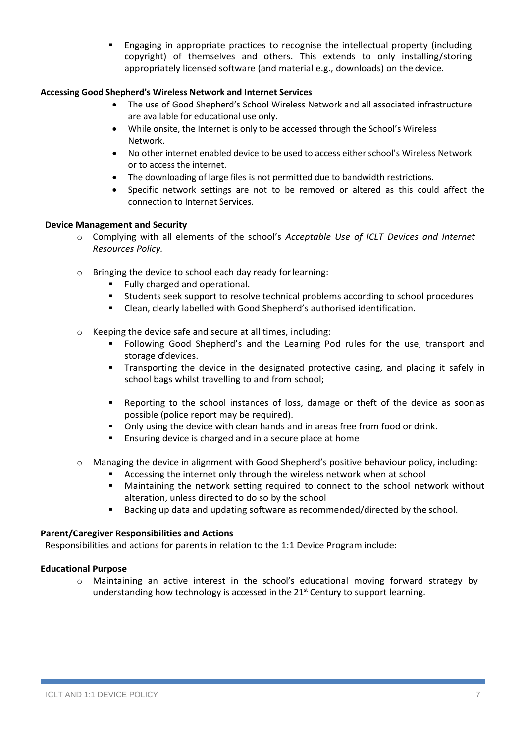- Engaging in appropriate practices to recognise the intellectual property (including copyright) of themselves and others. This extends to only installing/storing appropriately licensed software (and material e.g., downloads) on the device.

**Accessing Good Shepherd's Wireless Network and Internet Services**

- The use of Good Shepherd's School Wireless Network and all associated infrastructure are available for educational use only.
- While onsite, the Internet is only to be accessed through the School's Wireless Network.
- No other internet enabled device to be used to access either school's Wireless Network or to access the internet.
- The downloading of large files is not permitted due to bandwidth restrictions.
- Specific network settings are not to be removed or altered as this could affect the connection to Internet Services.

**Device Management and Security**

- Complying with all elements of the school's *Acceptable Use of ICLT Devices and Internet Resources Policy.*
- Bringing the device to school each day ready for learning:
  - Fully charged and operational.
  - Students seek support to resolve technical problems according to school procedures
  - Clean, clearly labelled with Good Shepherd's authorised identification.
- Keeping the device safe and secure at all times, including:
  - Following Good Shepherd's and the Learning Pod rules for the use, transport and storage of devices.
  - Transporting the device in the designated protective casing, and placing it safely in school bags whilst travelling to and from school;
  - Reporting to the school instances of loss, damage or theft of the device as soon as possible (police report may be required).
  - Only using the device with clean hands and in areas free from food or drink.
  - Ensuring device is charged and in a secure place at home
- Managing the device in alignment with Good Shepherd's positive behaviour policy, including:
  - Accessing the internet only through the wireless network when at school
  - Maintaining the network setting required to connect to the school network without alteration, unless directed to do so by the school
  - Backing up data and updating software as recommended/directed by the school.

**Parent/Caregiver Responsibilities and Actions**

Responsibilities and actions for parents in relation to the 1:1 Device Program include:

**Educational Purpose**

- Maintaining an active interest in the school's educational moving forward strategy by understanding how technology is accessed in the 21st Century to support learning.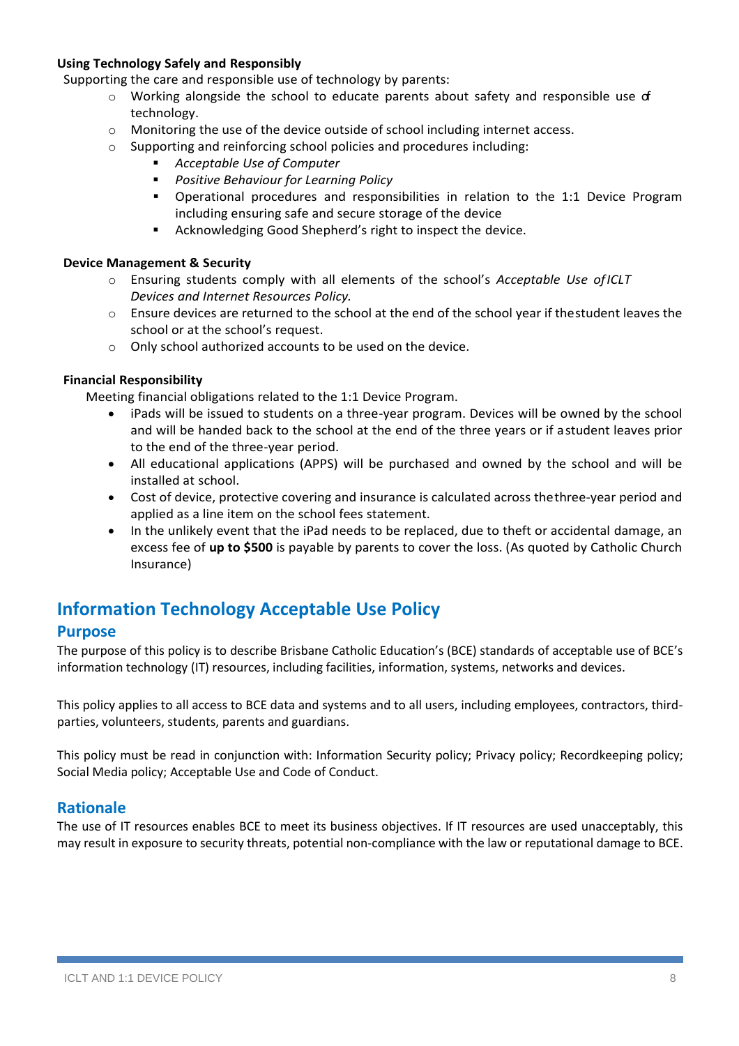**Using Technology Safely and Responsibly**

Supporting the care and responsible use of technology by parents:

- Working alongside the school to educate parents about safety and responsible use of technology.
- Monitoring the use of the device outside of school including internet access.
- Supporting and reinforcing school policies and procedures including:
  - *Acceptable Use of Computer*
  - *Positive Behaviour for Learning Policy*
  - Operational procedures and responsibilities in relation to the 1:1 Device Program including ensuring safe and secure storage of the device
  - Acknowledging Good Shepherd's right to inspect the device.

**Device Management & Security**

- Ensuring students comply with all elements of the school's *Acceptable Use of ICLT Devices and Internet Resources Policy.*
- Ensure devices are returned to the school at the end of the school year if the student leaves the school or at the school's request.
- Only school authorized accounts to be used on the device.

**Financial Responsibility**

Meeting financial obligations related to the 1:1 Device Program.

- iPads will be issued to students on a three-year program. Devices will be owned by the school and will be handed back to the school at the end of the three years or if a student leaves prior to the end of the three-year period.
- All educational applications (APPS) will be purchased and owned by the school and will be installed at school.
- Cost of device, protective covering and insurance is calculated across the three-year period and applied as a line item on the school fees statement.
- In the unlikely event that the iPad needs to be replaced, due to theft or accidental damage, an excess fee of **up to $500** is payable by parents to cover the loss. (As quoted by Catholic Church Insurance)

# Information Technology Acceptable Use Policy

## Purpose

The purpose of this policy is to describe Brisbane Catholic Education's (BCE) standards of acceptable use of BCE's information technology (IT) resources, including facilities, information, systems, networks and devices.

This policy applies to all access to BCE data and systems and to all users, including employees, contractors, third-parties, volunteers, students, parents and guardians.

This policy must be read in conjunction with: Information Security policy; Privacy policy; Recordkeeping policy; Social Media policy; Acceptable Use and Code of Conduct.

## Rationale

The use of IT resources enables BCE to meet its business objectives. If IT resources are used unacceptably, this may result in exposure to security threats, potential non-compliance with the law or reputational damage to BCE.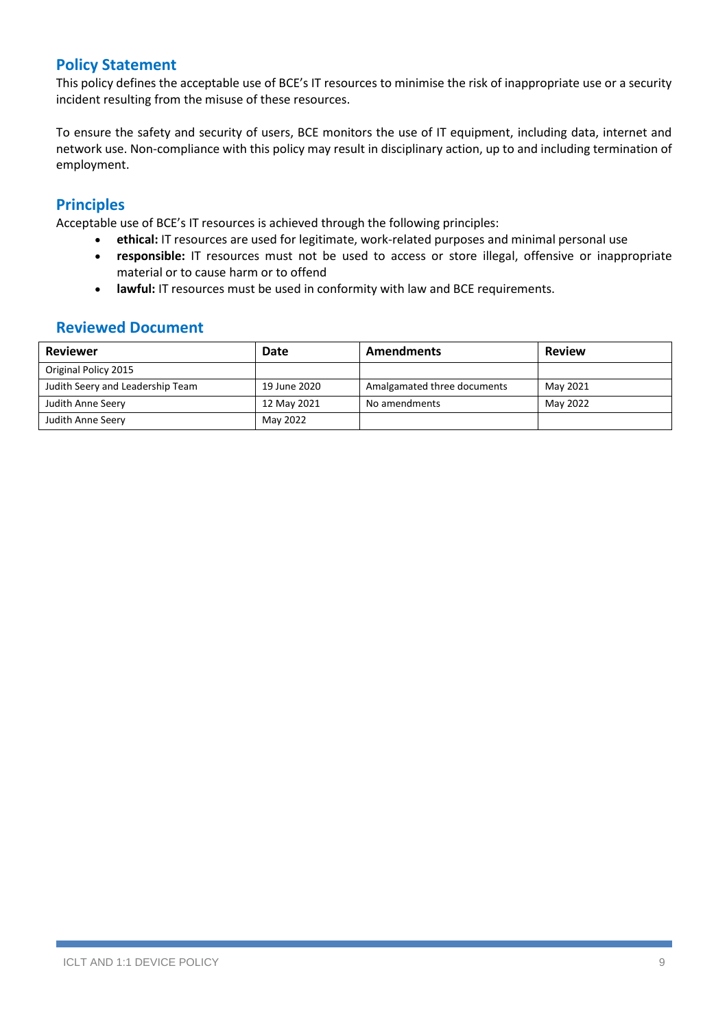## Policy Statement

This policy defines the acceptable use of BCE's IT resources to minimise the risk of inappropriate use or a security incident resulting from the misuse of these resources.

To ensure the safety and security of users, BCE monitors the use of IT equipment, including data, internet and network use. Non-compliance with this policy may result in disciplinary action, up to and including termination of employment.

## Principles

Acceptable use of BCE's IT resources is achieved through the following principles:

- **ethical:** IT resources are used for legitimate, work-related purposes and minimal personal use
- **responsible:** IT resources must not be used to access or store illegal, offensive or inappropriate material or to cause harm or to offend
- **lawful:** IT resources must be used in conformity with law and BCE requirements.

## Reviewed Document

| Reviewer | Date | Amendments | Review |
|---|---|---|---|
| Original Policy 2015 | | | |
| Judith Seery and Leadership Team | 19 June 2020 | Amalgamated three documents | May 2021 |
| Judith Anne Seery | 12 May 2021 | No amendments | May 2022 |
| Judith Anne Seery | May 2022 | | |